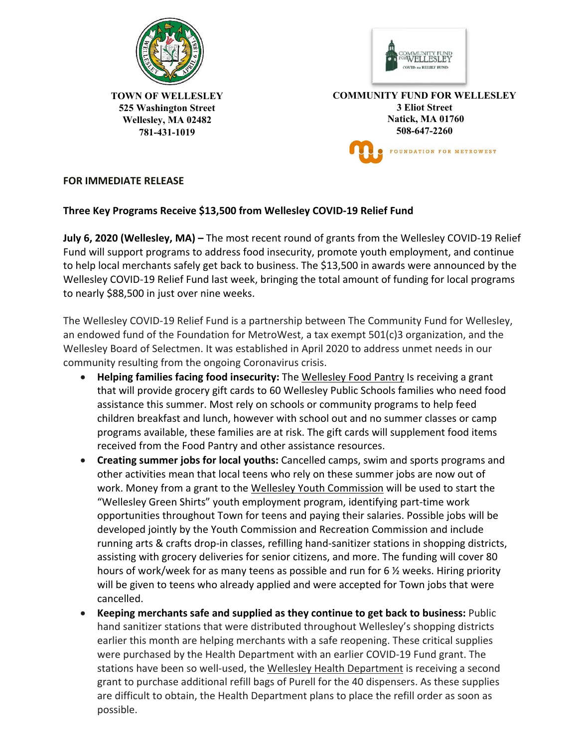**TOWN OF WELLESLEY**
**525 Washington Street**
**Wellesley, MA 02482**
**781-431-1019**

**COMMUNITY FUND FOR WELLESLEY**
**3 Eliot Street**
**Natick, MA 01760**
**508-647-2260**

FOUNDATION FOR METROWEST

**FOR IMMEDIATE RELEASE**

**Three Key Programs Receive $13,500 from Wellesley COVID-19 Relief Fund**

**July 6, 2020 (Wellesley, MA) –** The most recent round of grants from the Wellesley COVID-19 Relief Fund will support programs to address food insecurity, promote youth employment, and continue to help local merchants safely get back to business. The $13,500 in awards were announced by the Wellesley COVID-19 Relief Fund last week, bringing the total amount of funding for local programs to nearly $88,500 in just over nine weeks.

The Wellesley COVID-19 Relief Fund is a partnership between The Community Fund for Wellesley, an endowed fund of the Foundation for MetroWest, a tax exempt 501(c)3 organization, and the Wellesley Board of Selectmen. It was established in April 2020 to address unmet needs in our community resulting from the ongoing Coronavirus crisis.

- **Helping families facing food insecurity:** The Wellesley Food Pantry Is receiving a grant that will provide grocery gift cards to 60 Wellesley Public Schools families who need food assistance this summer. Most rely on schools or community programs to help feed children breakfast and lunch, however with school out and no summer classes or camp programs available, these families are at risk. The gift cards will supplement food items received from the Food Pantry and other assistance resources.
- **Creating summer jobs for local youths:** Cancelled camps, swim and sports programs and other activities mean that local teens who rely on these summer jobs are now out of work. Money from a grant to the Wellesley Youth Commission will be used to start the "Wellesley Green Shirts" youth employment program, identifying part-time work opportunities throughout Town for teens and paying their salaries. Possible jobs will be developed jointly by the Youth Commission and Recreation Commission and include running arts & crafts drop-in classes, refilling hand-sanitizer stations in shopping districts, assisting with grocery deliveries for senior citizens, and more. The funding will cover 80 hours of work/week for as many teens as possible and run for 6 ½ weeks. Hiring priority will be given to teens who already applied and were accepted for Town jobs that were cancelled.
- **Keeping merchants safe and supplied as they continue to get back to business:** Public hand sanitizer stations that were distributed throughout Wellesley's shopping districts earlier this month are helping merchants with a safe reopening. These critical supplies were purchased by the Health Department with an earlier COVID-19 Fund grant. The stations have been so well-used, the Wellesley Health Department is receiving a second grant to purchase additional refill bags of Purell for the 40 dispensers. As these supplies are difficult to obtain, the Health Department plans to place the refill order as soon as possible.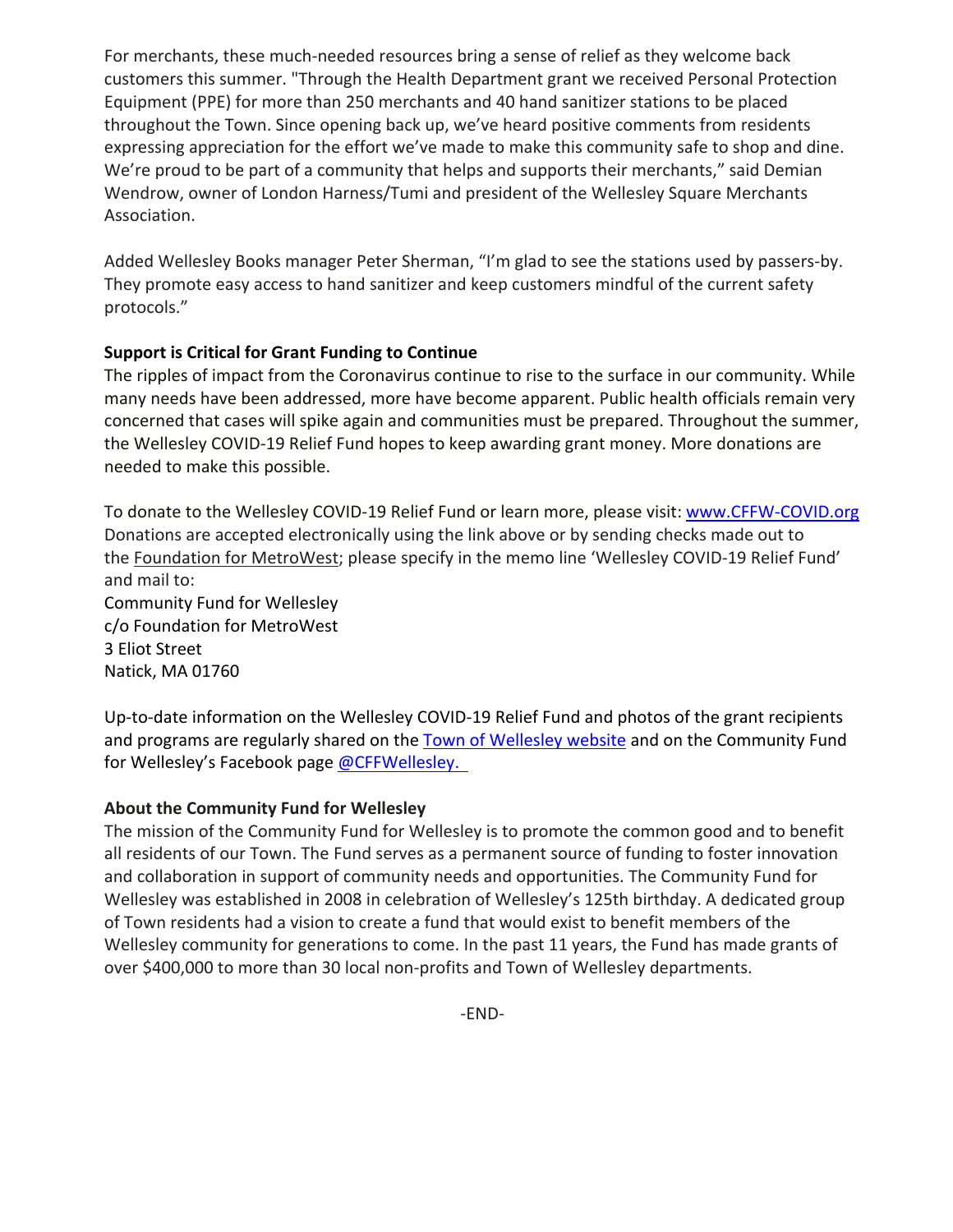For merchants, these much-needed resources bring a sense of relief as they welcome back customers this summer. "Through the Health Department grant we received Personal Protection Equipment (PPE) for more than 250 merchants and 40 hand sanitizer stations to be placed throughout the Town. Since opening back up, we've heard positive comments from residents expressing appreciation for the effort we've made to make this community safe to shop and dine. We're proud to be part of a community that helps and supports their merchants," said Demian Wendrow, owner of London Harness/Tumi and president of the Wellesley Square Merchants Association.

Added Wellesley Books manager Peter Sherman, "I'm glad to see the stations used by passers-by. They promote easy access to hand sanitizer and keep customers mindful of the current safety protocols."

**Support is Critical for Grant Funding to Continue**

The ripples of impact from the Coronavirus continue to rise to the surface in our community. While many needs have been addressed, more have become apparent. Public health officials remain very concerned that cases will spike again and communities must be prepared. Throughout the summer, the Wellesley COVID-19 Relief Fund hopes to keep awarding grant money. More donations are needed to make this possible.

To donate to the Wellesley COVID-19 Relief Fund or learn more, please visit: www.CFFW-COVID.org
Donations are accepted electronically using the link above or by sending checks made out to the Foundation for MetroWest; please specify in the memo line 'Wellesley COVID-19 Relief Fund' and mail to:
Community Fund for Wellesley
c/o Foundation for MetroWest
3 Eliot Street
Natick, MA 01760

Up-to-date information on the Wellesley COVID-19 Relief Fund and photos of the grant recipients and programs are regularly shared on the Town of Wellesley website and on the Community Fund for Wellesley's Facebook page @CFFWellesley.

**About the Community Fund for Wellesley**

The mission of the Community Fund for Wellesley is to promote the common good and to benefit all residents of our Town. The Fund serves as a permanent source of funding to foster innovation and collaboration in support of community needs and opportunities. The Community Fund for Wellesley was established in 2008 in celebration of Wellesley's 125th birthday. A dedicated group of Town residents had a vision to create a fund that would exist to benefit members of the Wellesley community for generations to come. In the past 11 years, the Fund has made grants of over $400,000 to more than 30 local non-profits and Town of Wellesley departments.

-END-